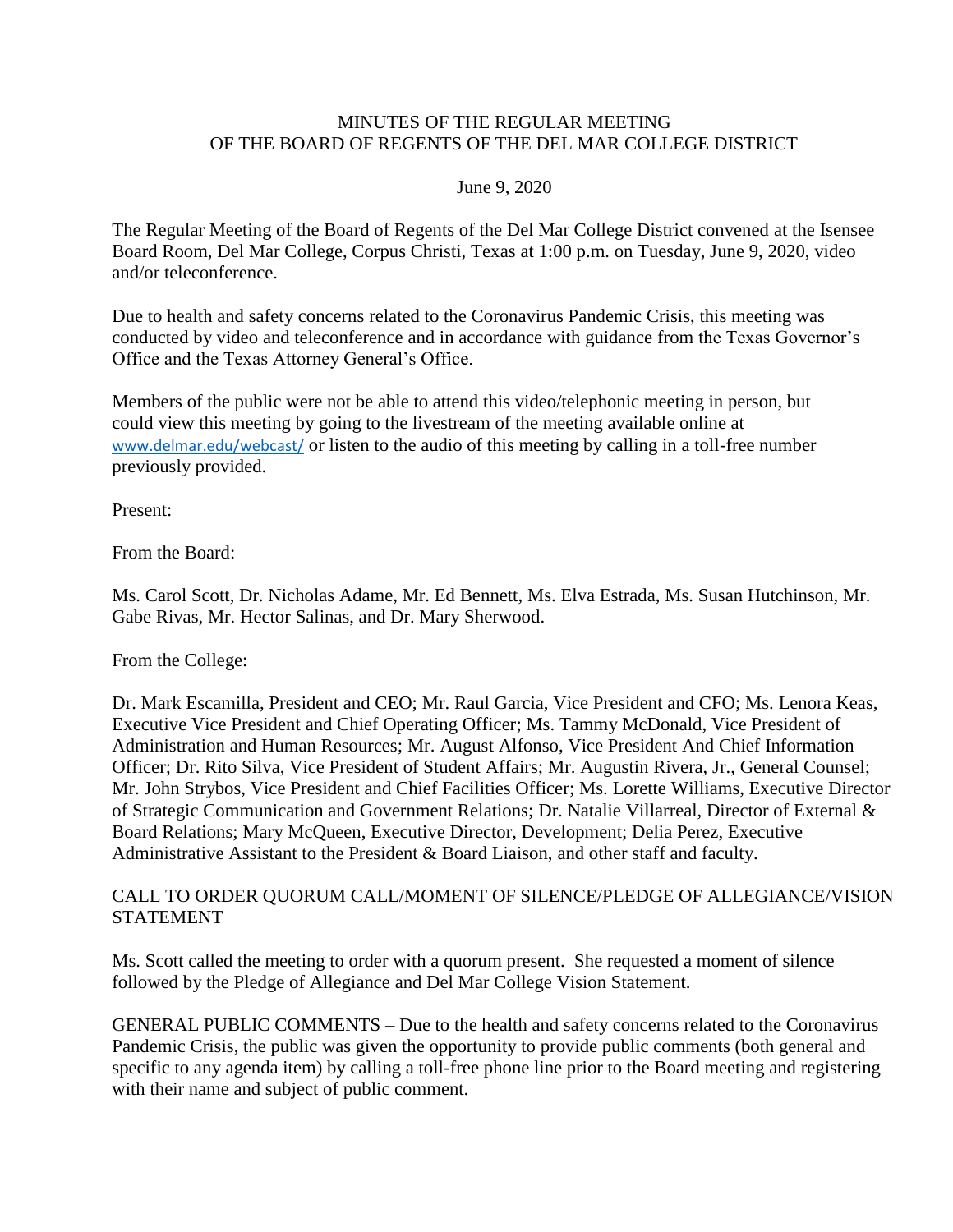MINUTES OF THE REGULAR MEETING
OF THE BOARD OF REGENTS OF THE DEL MAR COLLEGE DISTRICT

June 9, 2020

The Regular Meeting of the Board of Regents of the Del Mar College District convened at the Isensee Board Room, Del Mar College, Corpus Christi, Texas at 1:00 p.m. on Tuesday, June 9, 2020, video and/or teleconference.

Due to health and safety concerns related to the Coronavirus Pandemic Crisis, this meeting was conducted by video and teleconference and in accordance with guidance from the Texas Governor's Office and the Texas Attorney General's Office.

Members of the public were not be able to attend this video/telephonic meeting in person, but could view this meeting by going to the livestream of the meeting available online at www.delmar.edu/webcast/ or listen to the audio of this meeting by calling in a toll-free number previously provided.

Present:

From the Board:

Ms. Carol Scott, Dr. Nicholas Adame, Mr. Ed Bennett, Ms. Elva Estrada, Ms. Susan Hutchinson, Mr. Gabe Rivas, Mr. Hector Salinas, and Dr. Mary Sherwood.

From the College:

Dr. Mark Escamilla, President and CEO; Mr. Raul Garcia, Vice President and CFO; Ms. Lenora Keas, Executive Vice President and Chief Operating Officer; Ms. Tammy McDonald, Vice President of Administration and Human Resources; Mr. August Alfonso, Vice President And Chief Information Officer; Dr. Rito Silva, Vice President of Student Affairs; Mr. Augustin Rivera, Jr., General Counsel; Mr. John Strybos, Vice President and Chief Facilities Officer; Ms. Lorette Williams, Executive Director of Strategic Communication and Government Relations; Dr. Natalie Villarreal, Director of External & Board Relations; Mary McQueen, Executive Director, Development; Delia Perez, Executive Administrative Assistant to the President & Board Liaison, and other staff and faculty.

CALL TO ORDER QUORUM CALL/MOMENT OF SILENCE/PLEDGE OF ALLEGIANCE/VISION STATEMENT

Ms. Scott called the meeting to order with a quorum present. She requested a moment of silence followed by the Pledge of Allegiance and Del Mar College Vision Statement.

GENERAL PUBLIC COMMENTS – Due to the health and safety concerns related to the Coronavirus Pandemic Crisis, the public was given the opportunity to provide public comments (both general and specific to any agenda item) by calling a toll-free phone line prior to the Board meeting and registering with their name and subject of public comment.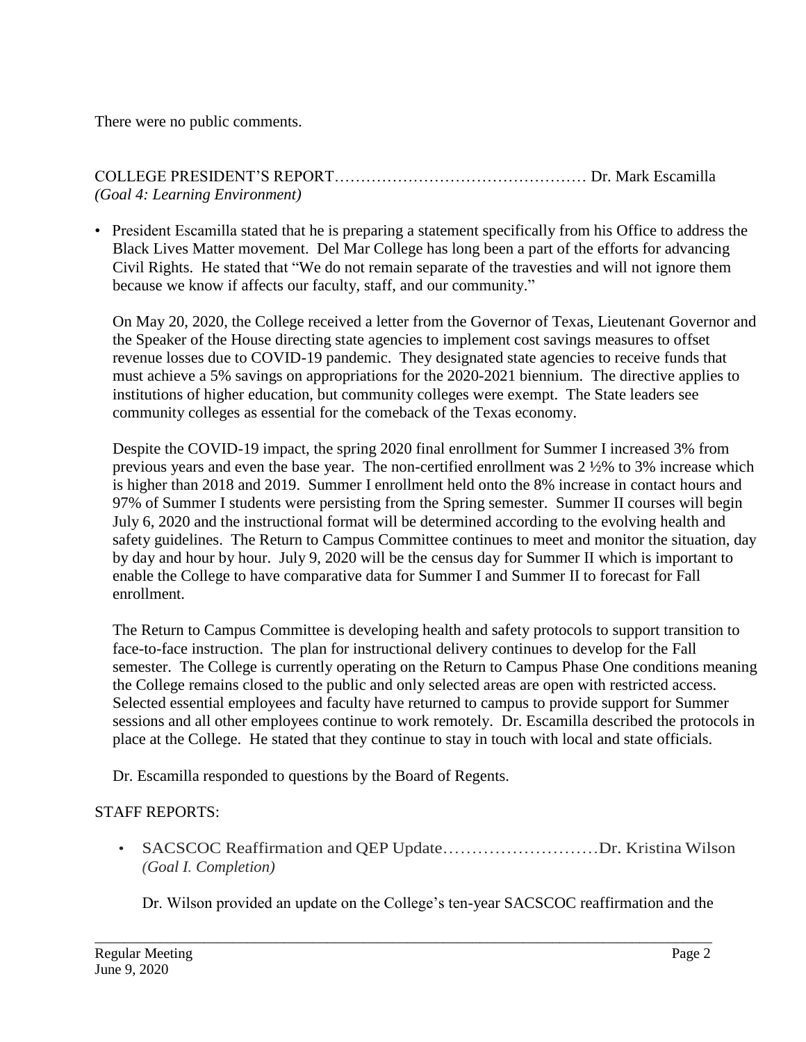There were no public comments.

COLLEGE PRESIDENT'S REPORT………………………………………… Dr. Mark Escamilla
*(Goal 4: Learning Environment)*

- President Escamilla stated that he is preparing a statement specifically from his Office to address the Black Lives Matter movement. Del Mar College has long been a part of the efforts for advancing Civil Rights. He stated that "We do not remain separate of the travesties and will not ignore them because we know if affects our faculty, staff, and our community."

  On May 20, 2020, the College received a letter from the Governor of Texas, Lieutenant Governor and the Speaker of the House directing state agencies to implement cost savings measures to offset revenue losses due to COVID-19 pandemic. They designated state agencies to receive funds that must achieve a 5% savings on appropriations for the 2020-2021 biennium. The directive applies to institutions of higher education, but community colleges were exempt. The State leaders see community colleges as essential for the comeback of the Texas economy.

  Despite the COVID-19 impact, the spring 2020 final enrollment for Summer I increased 3% from previous years and even the base year. The non-certified enrollment was 2 ½% to 3% increase which is higher than 2018 and 2019. Summer I enrollment held onto the 8% increase in contact hours and 97% of Summer I students were persisting from the Spring semester. Summer II courses will begin July 6, 2020 and the instructional format will be determined according to the evolving health and safety guidelines. The Return to Campus Committee continues to meet and monitor the situation, day by day and hour by hour. July 9, 2020 will be the census day for Summer II which is important to enable the College to have comparative data for Summer I and Summer II to forecast for Fall enrollment.

  The Return to Campus Committee is developing health and safety protocols to support transition to face-to-face instruction. The plan for instructional delivery continues to develop for the Fall semester. The College is currently operating on the Return to Campus Phase One conditions meaning the College remains closed to the public and only selected areas are open with restricted access. Selected essential employees and faculty have returned to campus to provide support for Summer sessions and all other employees continue to work remotely. Dr. Escamilla described the protocols in place at the College. He stated that they continue to stay in touch with local and state officials.

  Dr. Escamilla responded to questions by the Board of Regents.

STAFF REPORTS:

- SACSCOC Reaffirmation and QEP Update………………………Dr. Kristina Wilson
  *(Goal I. Completion)*

  Dr. Wilson provided an update on the College's ten-year SACSCOC reaffirmation and the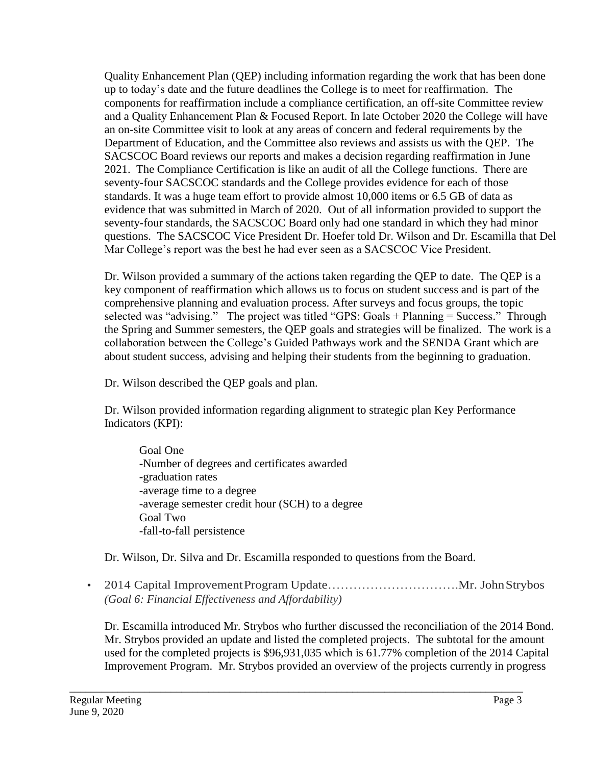Quality Enhancement Plan (QEP) including information regarding the work that has been done up to today's date and the future deadlines the College is to meet for reaffirmation. The components for reaffirmation include a compliance certification, an off-site Committee review and a Quality Enhancement Plan & Focused Report. In late October 2020 the College will have an on-site Committee visit to look at any areas of concern and federal requirements by the Department of Education, and the Committee also reviews and assists us with the QEP. The SACSCOC Board reviews our reports and makes a decision regarding reaffirmation in June 2021. The Compliance Certification is like an audit of all the College functions. There are seventy-four SACSCOC standards and the College provides evidence for each of those standards. It was a huge team effort to provide almost 10,000 items or 6.5 GB of data as evidence that was submitted in March of 2020. Out of all information provided to support the seventy-four standards, the SACSCOC Board only had one standard in which they had minor questions. The SACSCOC Vice President Dr. Hoefer told Dr. Wilson and Dr. Escamilla that Del Mar College's report was the best he had ever seen as a SACSCOC Vice President.

Dr. Wilson provided a summary of the actions taken regarding the QEP to date. The QEP is a key component of reaffirmation which allows us to focus on student success and is part of the comprehensive planning and evaluation process. After surveys and focus groups, the topic selected was "advising." The project was titled "GPS: Goals + Planning = Success." Through the Spring and Summer semesters, the QEP goals and strategies will be finalized. The work is a collaboration between the College's Guided Pathways work and the SENDA Grant which are about student success, advising and helping their students from the beginning to graduation.

Dr. Wilson described the QEP goals and plan.

Dr. Wilson provided information regarding alignment to strategic plan Key Performance Indicators (KPI):

Goal One
-Number of degrees and certificates awarded
-graduation rates
-average time to a degree
-average semester credit hour (SCH) to a degree
Goal Two
-fall-to-fall persistence

Dr. Wilson, Dr. Silva and Dr. Escamilla responded to questions from the Board.

- 2014 Capital Improvement Program Update…………………………….Mr. John Strybos
  *(Goal 6: Financial Effectiveness and Affordability)*

  Dr. Escamilla introduced Mr. Strybos who further discussed the reconciliation of the 2014 Bond. Mr. Strybos provided an update and listed the completed projects. The subtotal for the amount used for the completed projects is $96,931,035 which is 61.77% completion of the 2014 Capital Improvement Program. Mr. Strybos provided an overview of the projects currently in progress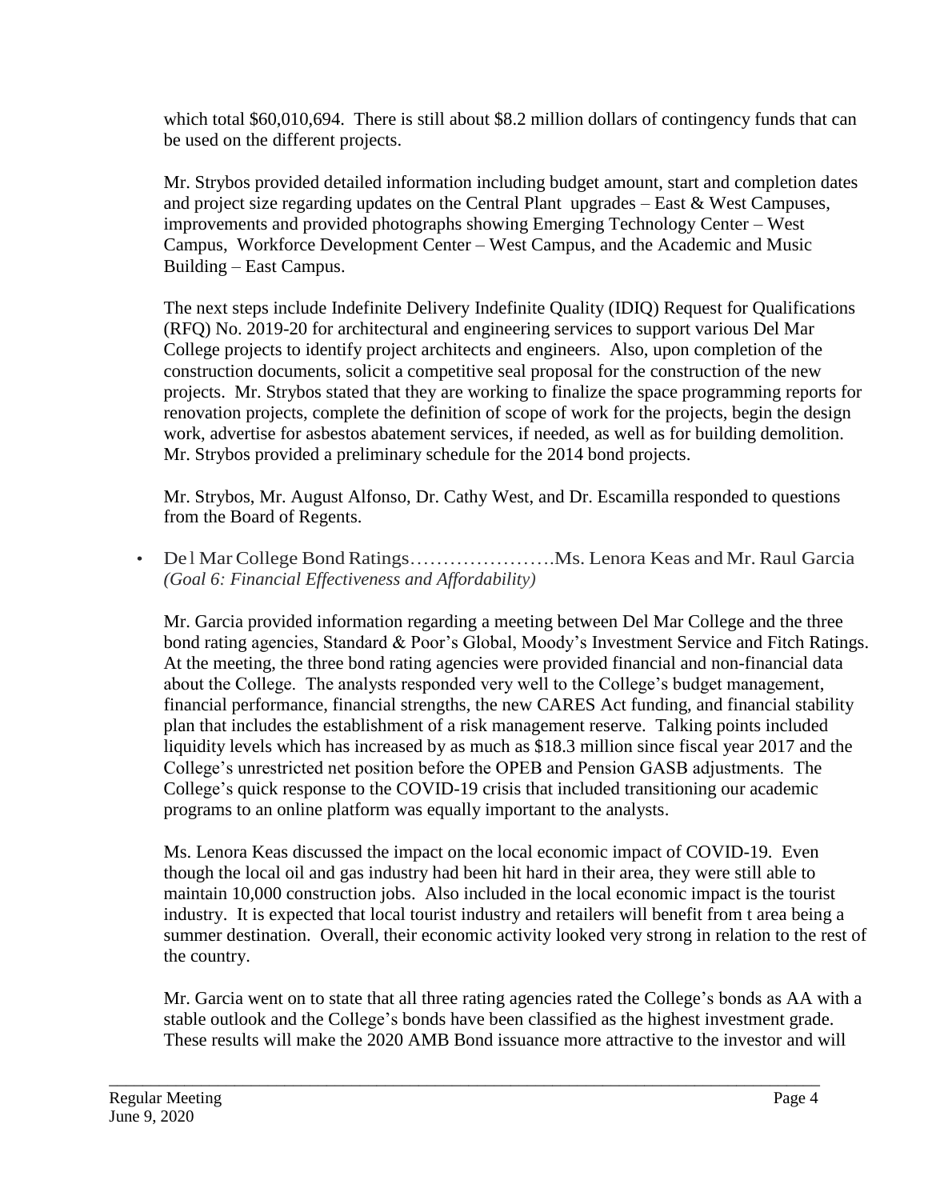which total $60,010,694. There is still about $8.2 million dollars of contingency funds that can be used on the different projects.

Mr. Strybos provided detailed information including budget amount, start and completion dates and project size regarding updates on the Central Plant upgrades – East & West Campuses, improvements and provided photographs showing Emerging Technology Center – West Campus, Workforce Development Center – West Campus, and the Academic and Music Building – East Campus.

The next steps include Indefinite Delivery Indefinite Quality (IDIQ) Request for Qualifications (RFQ) No. 2019-20 for architectural and engineering services to support various Del Mar College projects to identify project architects and engineers. Also, upon completion of the construction documents, solicit a competitive seal proposal for the construction of the new projects. Mr. Strybos stated that they are working to finalize the space programming reports for renovation projects, complete the definition of scope of work for the projects, begin the design work, advertise for asbestos abatement services, if needed, as well as for building demolition. Mr. Strybos provided a preliminary schedule for the 2014 bond projects.

Mr. Strybos, Mr. August Alfonso, Dr. Cathy West, and Dr. Escamilla responded to questions from the Board of Regents.

- Del Mar College Bond Ratings………………….Ms. Lenora Keas and Mr. Raul Garcia
  *(Goal 6: Financial Effectiveness and Affordability)*

  Mr. Garcia provided information regarding a meeting between Del Mar College and the three bond rating agencies, Standard & Poor's Global, Moody's Investment Service and Fitch Ratings. At the meeting, the three bond rating agencies were provided financial and non-financial data about the College. The analysts responded very well to the College's budget management, financial performance, financial strengths, the new CARES Act funding, and financial stability plan that includes the establishment of a risk management reserve. Talking points included liquidity levels which has increased by as much as $18.3 million since fiscal year 2017 and the College's unrestricted net position before the OPEB and Pension GASB adjustments. The College's quick response to the COVID-19 crisis that included transitioning our academic programs to an online platform was equally important to the analysts.

  Ms. Lenora Keas discussed the impact on the local economic impact of COVID-19. Even though the local oil and gas industry had been hit hard in their area, they were still able to maintain 10,000 construction jobs. Also included in the local economic impact is the tourist industry. It is expected that local tourist industry and retailers will benefit from t area being a summer destination. Overall, their economic activity looked very strong in relation to the rest of the country.

  Mr. Garcia went on to state that all three rating agencies rated the College's bonds as AA with a stable outlook and the College's bonds have been classified as the highest investment grade. These results will make the 2020 AMB Bond issuance more attractive to the investor and will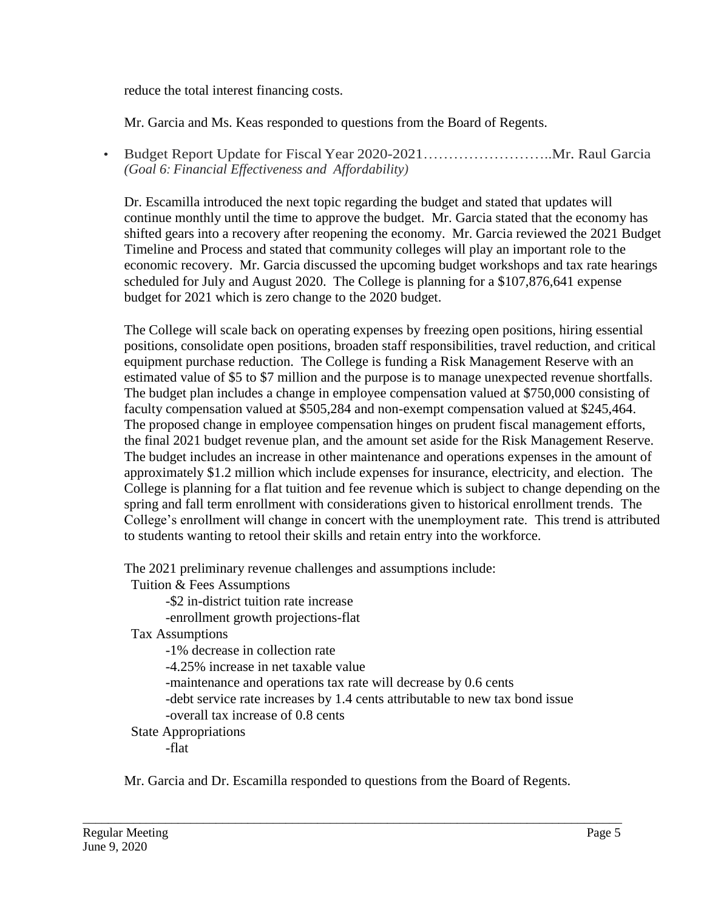reduce the total interest financing costs.

Mr. Garcia and Ms. Keas responded to questions from the Board of Regents.

- Budget Report Update for Fiscal Year 2020-2021……………………..Mr. Raul Garcia
  *(Goal 6: Financial Effectiveness and Affordability)*

  Dr. Escamilla introduced the next topic regarding the budget and stated that updates will continue monthly until the time to approve the budget. Mr. Garcia stated that the economy has shifted gears into a recovery after reopening the economy. Mr. Garcia reviewed the 2021 Budget Timeline and Process and stated that community colleges will play an important role to the economic recovery. Mr. Garcia discussed the upcoming budget workshops and tax rate hearings scheduled for July and August 2020. The College is planning for a $107,876,641 expense budget for 2021 which is zero change to the 2020 budget.

  The College will scale back on operating expenses by freezing open positions, hiring essential positions, consolidate open positions, broaden staff responsibilities, travel reduction, and critical equipment purchase reduction. The College is funding a Risk Management Reserve with an estimated value of $5 to $7 million and the purpose is to manage unexpected revenue shortfalls. The budget plan includes a change in employee compensation valued at $750,000 consisting of faculty compensation valued at $505,284 and non-exempt compensation valued at $245,464. The proposed change in employee compensation hinges on prudent fiscal management efforts, the final 2021 budget revenue plan, and the amount set aside for the Risk Management Reserve. The budget includes an increase in other maintenance and operations expenses in the amount of approximately $1.2 million which include expenses for insurance, electricity, and election. The College is planning for a flat tuition and fee revenue which is subject to change depending on the spring and fall term enrollment with considerations given to historical enrollment trends. The College's enrollment will change in concert with the unemployment rate. This trend is attributed to students wanting to retool their skills and retain entry into the workforce.

  The 2021 preliminary revenue challenges and assumptions include:

  Tuition & Fees Assumptions
  - -$2 in-district tuition rate increase
  - -enrollment growth projections-flat

  Tax Assumptions
  - -1% decrease in collection rate
  - -4.25% increase in net taxable value
  - -maintenance and operations tax rate will decrease by 0.6 cents
  - -debt service rate increases by 1.4 cents attributable to new tax bond issue
  - -overall tax increase of 0.8 cents

  State Appropriations
  - -flat

  Mr. Garcia and Dr. Escamilla responded to questions from the Board of Regents.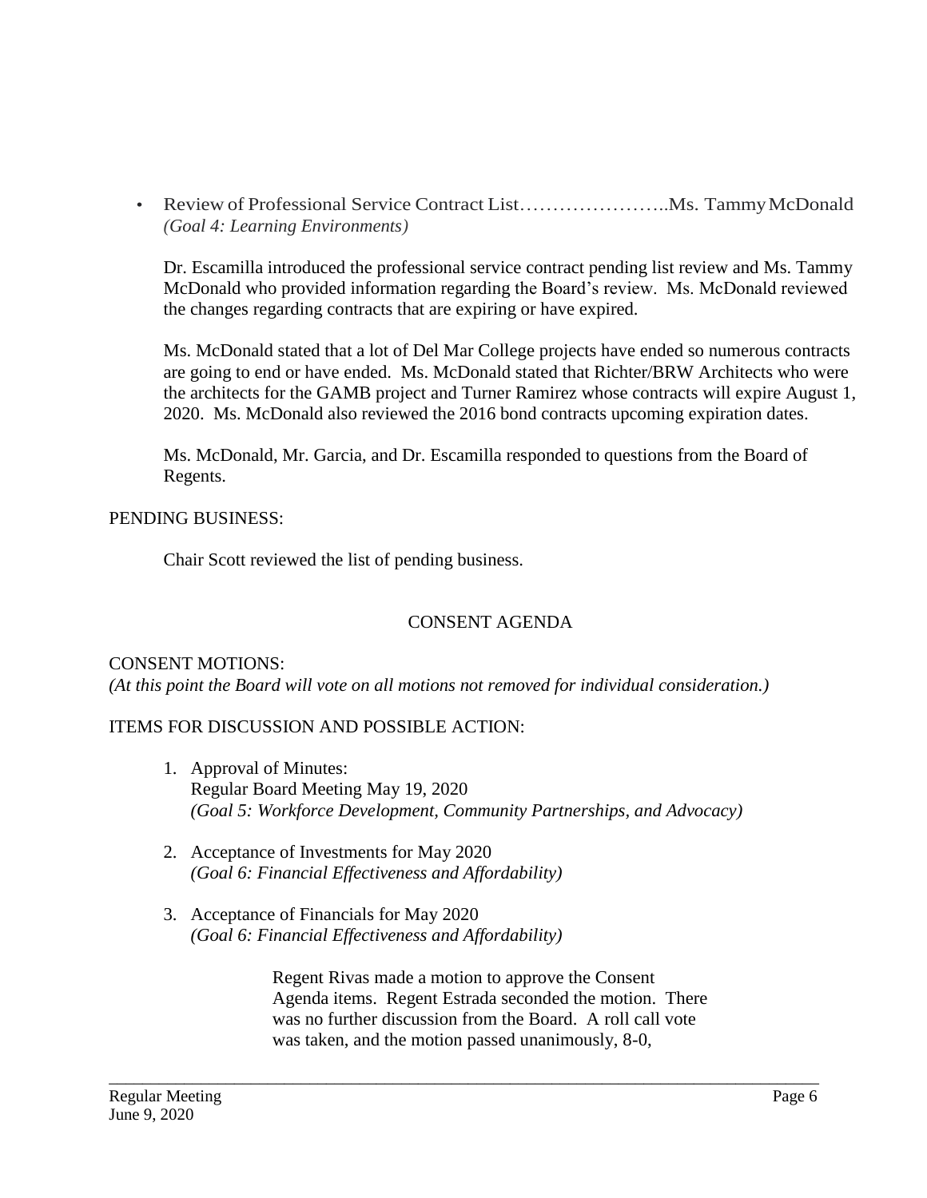- Review of Professional Service Contract List…………………..Ms. Tammy McDonald
  *(Goal 4: Learning Environments)*

  Dr. Escamilla introduced the professional service contract pending list review and Ms. Tammy McDonald who provided information regarding the Board's review. Ms. McDonald reviewed the changes regarding contracts that are expiring or have expired.

  Ms. McDonald stated that a lot of Del Mar College projects have ended so numerous contracts are going to end or have ended. Ms. McDonald stated that Richter/BRW Architects who were the architects for the GAMB project and Turner Ramirez whose contracts will expire August 1, 2020. Ms. McDonald also reviewed the 2016 bond contracts upcoming expiration dates.

  Ms. McDonald, Mr. Garcia, and Dr. Escamilla responded to questions from the Board of Regents.

PENDING BUSINESS:

Chair Scott reviewed the list of pending business.

## CONSENT AGENDA

CONSENT MOTIONS:
*(At this point the Board will vote on all motions not removed for individual consideration.)*

ITEMS FOR DISCUSSION AND POSSIBLE ACTION:

1. Approval of Minutes:
   Regular Board Meeting May 19, 2020
   *(Goal 5: Workforce Development, Community Partnerships, and Advocacy)*

2. Acceptance of Investments for May 2020
   *(Goal 6: Financial Effectiveness and Affordability)*

3. Acceptance of Financials for May 2020
   *(Goal 6: Financial Effectiveness and Affordability)*

   Regent Rivas made a motion to approve the Consent Agenda items. Regent Estrada seconded the motion. There was no further discussion from the Board. A roll call vote was taken, and the motion passed unanimously, 8-0,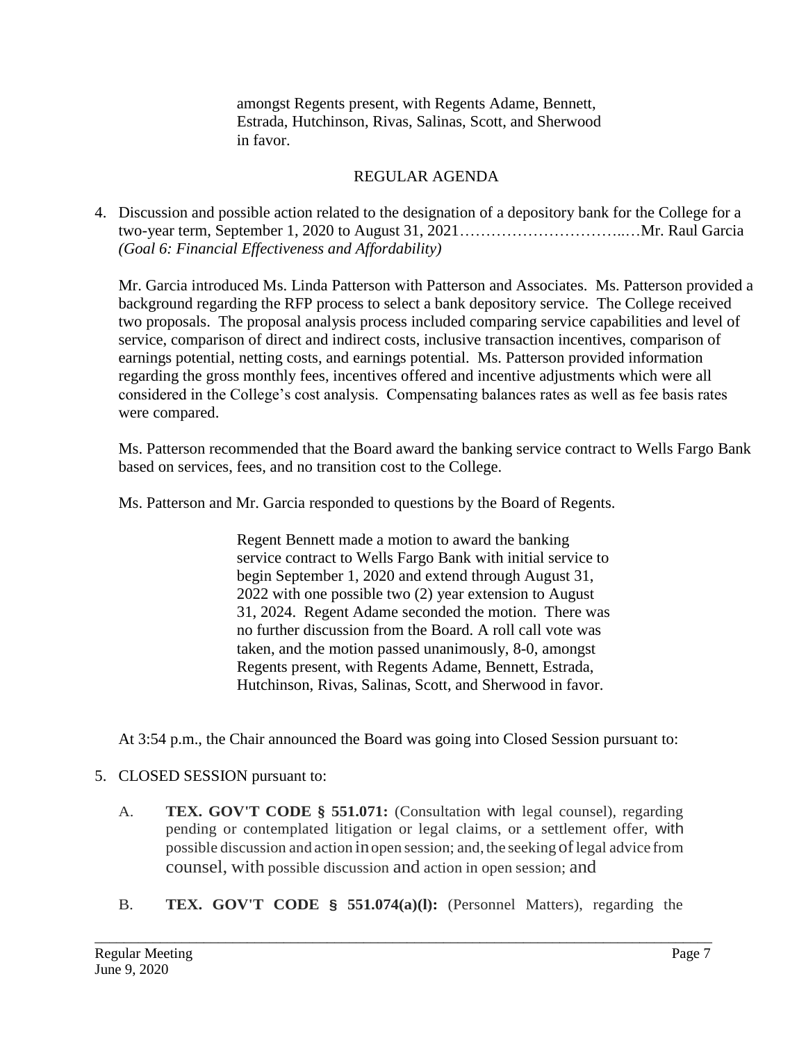amongst Regents present, with Regents Adame, Bennett, Estrada, Hutchinson, Rivas, Salinas, Scott, and Sherwood in favor.

## REGULAR AGENDA

4. Discussion and possible action related to the designation of a depository bank for the College for a two-year term, September 1, 2020 to August 31, 2021…………………………..…Mr. Raul Garcia
*(Goal 6: Financial Effectiveness and Affordability)*

Mr. Garcia introduced Ms. Linda Patterson with Patterson and Associates. Ms. Patterson provided a background regarding the RFP process to select a bank depository service. The College received two proposals. The proposal analysis process included comparing service capabilities and level of service, comparison of direct and indirect costs, inclusive transaction incentives, comparison of earnings potential, netting costs, and earnings potential. Ms. Patterson provided information regarding the gross monthly fees, incentives offered and incentive adjustments which were all considered in the College's cost analysis. Compensating balances rates as well as fee basis rates were compared.

Ms. Patterson recommended that the Board award the banking service contract to Wells Fargo Bank based on services, fees, and no transition cost to the College.

Ms. Patterson and Mr. Garcia responded to questions by the Board of Regents.

Regent Bennett made a motion to award the banking service contract to Wells Fargo Bank with initial service to begin September 1, 2020 and extend through August 31, 2022 with one possible two (2) year extension to August 31, 2024. Regent Adame seconded the motion. There was no further discussion from the Board. A roll call vote was taken, and the motion passed unanimously, 8-0, amongst Regents present, with Regents Adame, Bennett, Estrada, Hutchinson, Rivas, Salinas, Scott, and Sherwood in favor.

At 3:54 p.m., the Chair announced the Board was going into Closed Session pursuant to:

5. CLOSED SESSION pursuant to:

   A. **TEX. GOV'T CODE § 551.071:** (Consultation with legal counsel), regarding pending or contemplated litigation or legal claims, or a settlement offer, with possible discussion and action in open session; and, the seeking of legal advice from counsel, with possible discussion and action in open session; and

   B. **TEX. GOV'T CODE § 551.074(a)(l):** (Personnel Matters), regarding the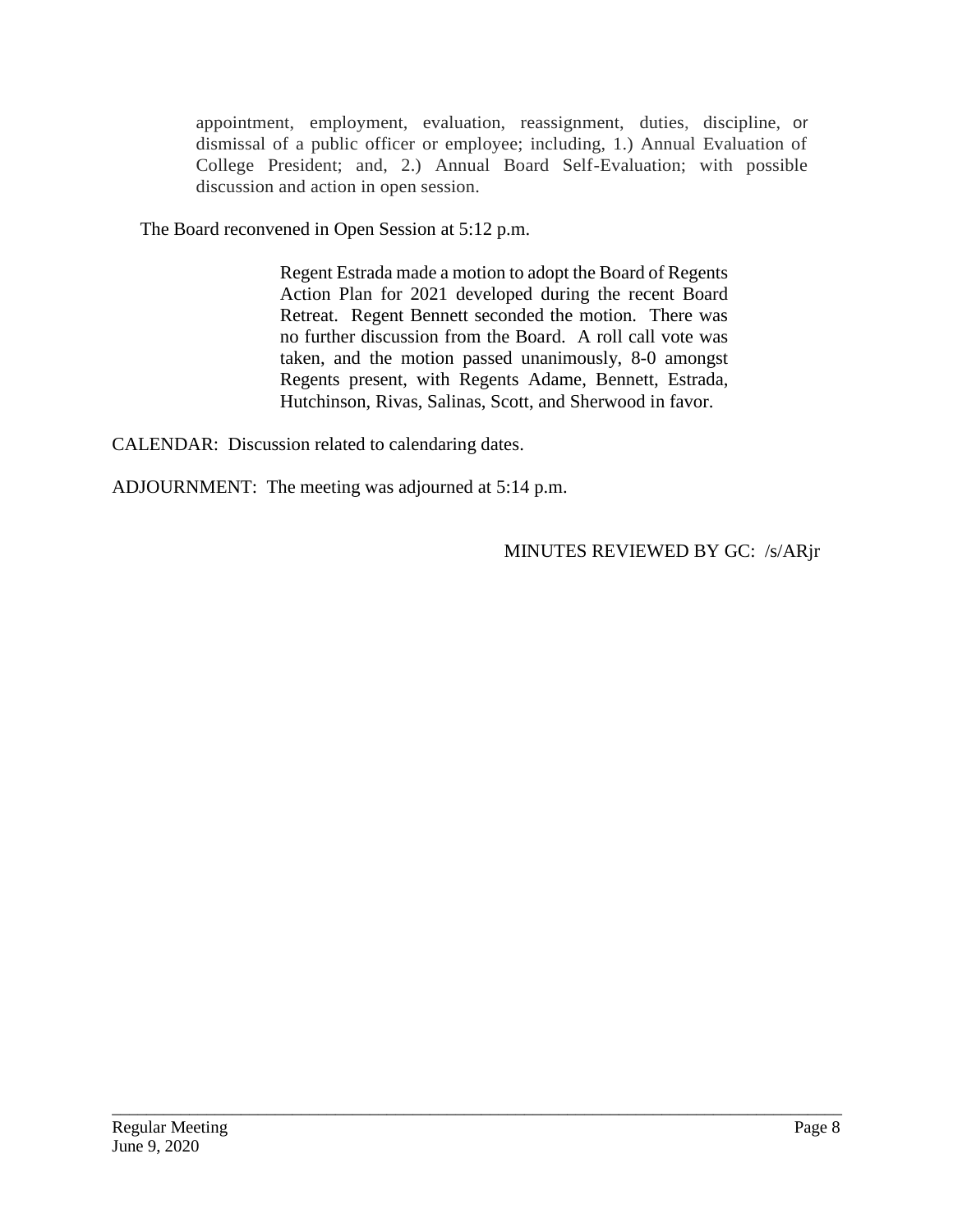appointment, employment, evaluation, reassignment, duties, discipline, or dismissal of a public officer or employee; including, 1.) Annual Evaluation of College President; and, 2.) Annual Board Self-Evaluation; with possible discussion and action in open session.

The Board reconvened in Open Session at 5:12 p.m.

Regent Estrada made a motion to adopt the Board of Regents Action Plan for 2021 developed during the recent Board Retreat. Regent Bennett seconded the motion. There was no further discussion from the Board. A roll call vote was taken, and the motion passed unanimously, 8-0 amongst Regents present, with Regents Adame, Bennett, Estrada, Hutchinson, Rivas, Salinas, Scott, and Sherwood in favor.

CALENDAR: Discussion related to calendaring dates.

ADJOURNMENT: The meeting was adjourned at 5:14 p.m.

MINUTES REVIEWED BY GC: /s/ARjr